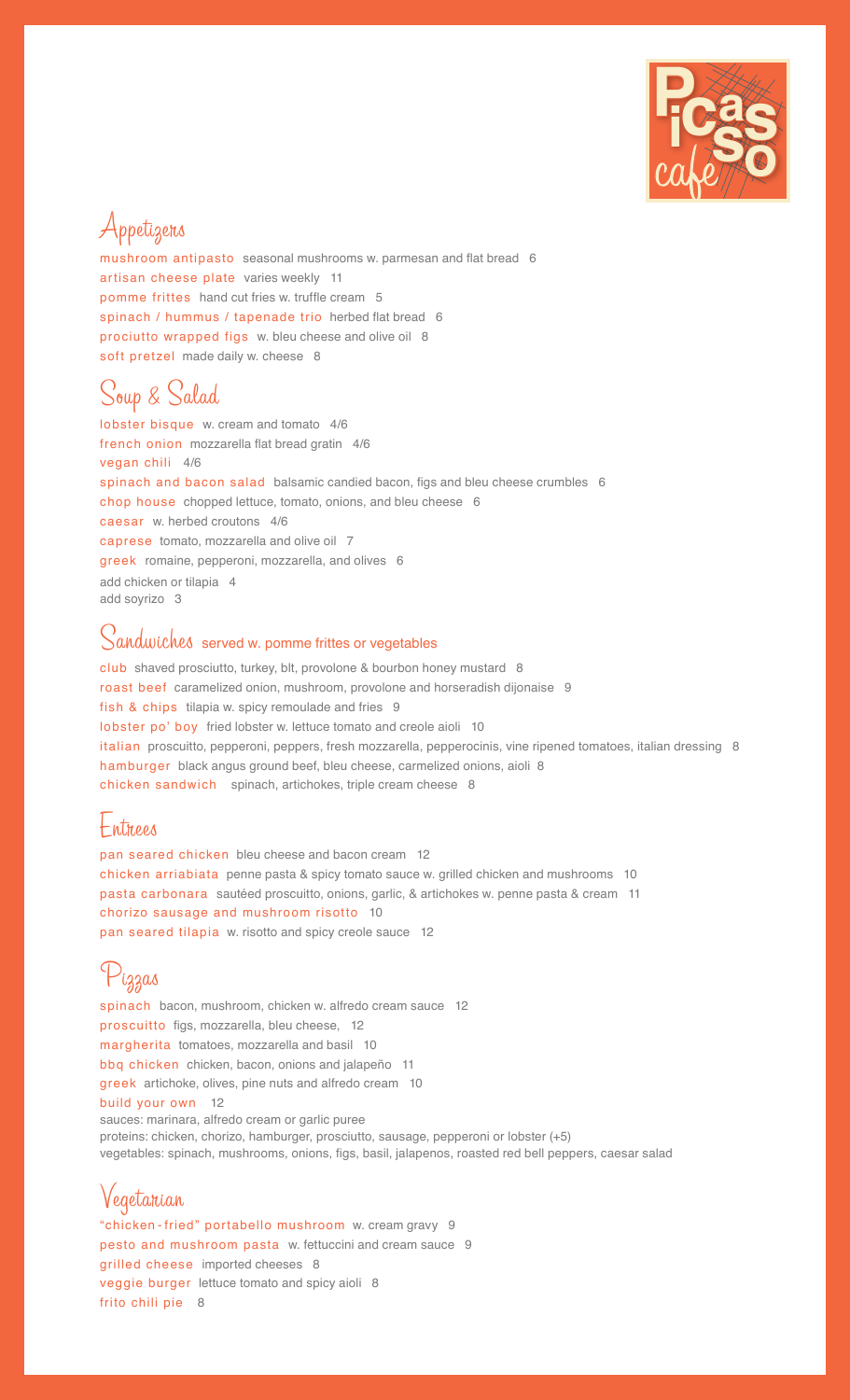# Picasso cafe

## Appetizers

mushroom antipasto seasonal mushrooms w. parmesan and flat bread 6
artisan cheese plate varies weekly 11
pomme frittes hand cut fries w. truffle cream 5
spinach / hummus / tapenade trio herbed flat bread 6
prociutto wrapped figs w. bleu cheese and olive oil 8
soft pretzel made daily w. cheese 8

## Soup & Salad

lobster bisque w. cream and tomato 4/6
french onion mozzarella flat bread gratin 4/6
vegan chili 4/6
spinach and bacon salad balsamic candied bacon, figs and bleu cheese crumbles 6
chop house chopped lettuce, tomato, onions, and bleu cheese 6
caesar w. herbed croutons 4/6
caprese tomato, mozzarella and olive oil 7
greek romaine, pepperoni, mozzarella, and olives 6
add chicken or tilapia 4
add soyrizo 3

## Sandwiches served w. pomme frittes or vegetables

club shaved prosciutto, turkey, blt, provolone & bourbon honey mustard 8
roast beef caramelized onion, mushroom, provolone and horseradish dijonaise 9
fish & chips tilapia w. spicy remoulade and fries 9
lobster po' boy fried lobster w. lettuce tomato and creole aioli 10
italian proscuitto, pepperoni, peppers, fresh mozzarella, pepperocinis, vine ripened tomatoes, italian dressing 8
hamburger black angus ground beef, bleu cheese, carmelized onions, aioli 8
chicken sandwich spinach, artichokes, triple cream cheese 8

## Entrees

pan seared chicken bleu cheese and bacon cream 12
chicken arriabiata penne pasta & spicy tomato sauce w. grilled chicken and mushrooms 10
pasta carbonara sautéed proscuitto, onions, garlic, & artichokes w. penne pasta & cream 11
chorizo sausage and mushroom risotto 10
pan seared tilapia w. risotto and spicy creole sauce 12

## Pizzas

spinach bacon, mushroom, chicken w. alfredo cream sauce 12
proscuitto figs, mozzarella, bleu cheese, 12
margherita tomatoes, mozzarella and basil 10
bbq chicken chicken, bacon, onions and jalapeño 11
greek artichoke, olives, pine nuts and alfredo cream 10
build your own 12
sauces: marinara, alfredo cream or garlic puree
proteins: chicken, chorizo, hamburger, prosciutto, sausage, pepperoni or lobster (+5)
vegetables: spinach, mushrooms, onions, figs, basil, jalapenos, roasted red bell peppers, caesar salad

## Vegetarian

"chicken-fried" portabello mushroom w. cream gravy 9
pesto and mushroom pasta w. fettuccini and cream sauce 9
grilled cheese imported cheeses 8
veggie burger lettuce tomato and spicy aioli 8
frito chili pie 8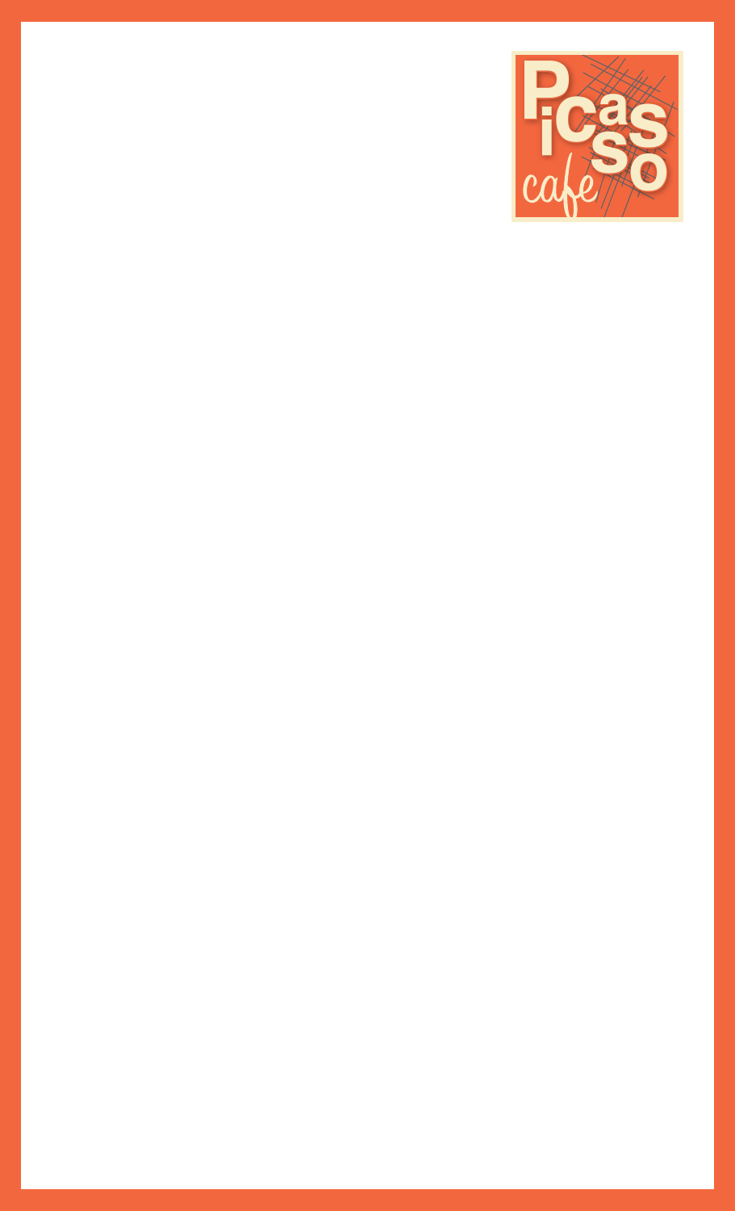Picasso cafe